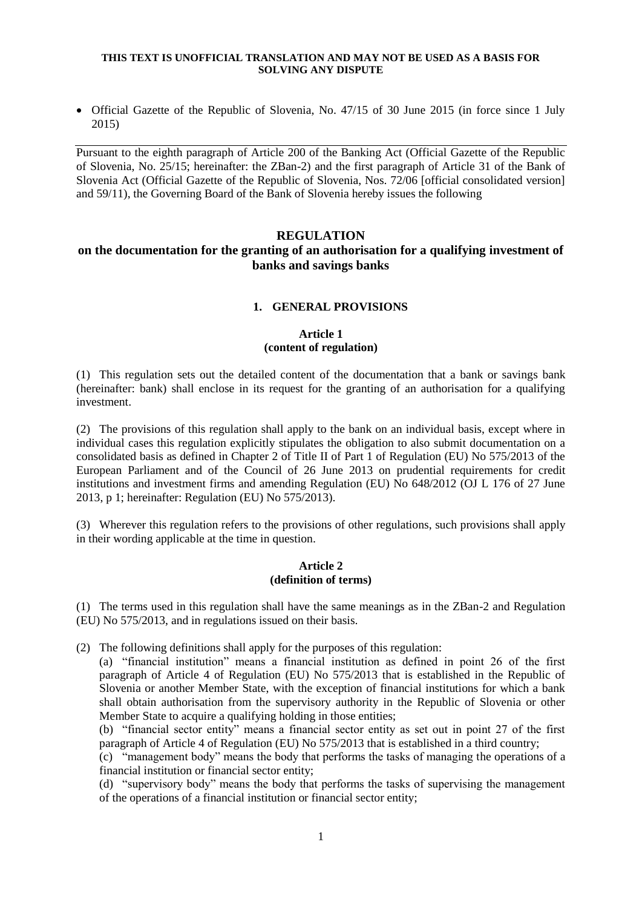**THIS TEXT IS UNOFFICIAL TRANSLATION AND MAY NOT BE USED AS A BASIS FOR SOLVING ANY DISPUTE**

- Official Gazette of the Republic of Slovenia, No. 47/15 of 30 June 2015 (in force since 1 July 2015)

---

Pursuant to the eighth paragraph of Article 200 of the Banking Act (Official Gazette of the Republic of Slovenia, No. 25/15; hereinafter: the ZBan-2) and the first paragraph of Article 31 of the Bank of Slovenia Act (Official Gazette of the Republic of Slovenia, Nos. 72/06 [official consolidated version] and 59/11), the Governing Board of the Bank of Slovenia hereby issues the following

# REGULATION
## on the documentation for the granting of an authorisation for a qualifying investment of banks and savings banks

### 1. GENERAL PROVISIONS

**Article 1**
**(content of regulation)**

(1) This regulation sets out the detailed content of the documentation that a bank or savings bank (hereinafter: bank) shall enclose in its request for the granting of an authorisation for a qualifying investment.

(2) The provisions of this regulation shall apply to the bank on an individual basis, except where in individual cases this regulation explicitly stipulates the obligation to also submit documentation on a consolidated basis as defined in Chapter 2 of Title II of Part 1 of Regulation (EU) No 575/2013 of the European Parliament and of the Council of 26 June 2013 on prudential requirements for credit institutions and investment firms and amending Regulation (EU) No 648/2012 (OJ L 176 of 27 June 2013, p 1; hereinafter: Regulation (EU) No 575/2013).

(3) Wherever this regulation refers to the provisions of other regulations, such provisions shall apply in their wording applicable at the time in question.

**Article 2**
**(definition of terms)**

(1) The terms used in this regulation shall have the same meanings as in the ZBan-2 and Regulation (EU) No 575/2013, and in regulations issued on their basis.

(2) The following definitions shall apply for the purposes of this regulation:

(a) "financial institution" means a financial institution as defined in point 26 of the first paragraph of Article 4 of Regulation (EU) No 575/2013 that is established in the Republic of Slovenia or another Member State, with the exception of financial institutions for which a bank shall obtain authorisation from the supervisory authority in the Republic of Slovenia or other Member State to acquire a qualifying holding in those entities;

(b) "financial sector entity" means a financial sector entity as set out in point 27 of the first paragraph of Article 4 of Regulation (EU) No 575/2013 that is established in a third country;

(c) "management body" means the body that performs the tasks of managing the operations of a financial institution or financial sector entity;

(d) "supervisory body" means the body that performs the tasks of supervising the management of the operations of a financial institution or financial sector entity;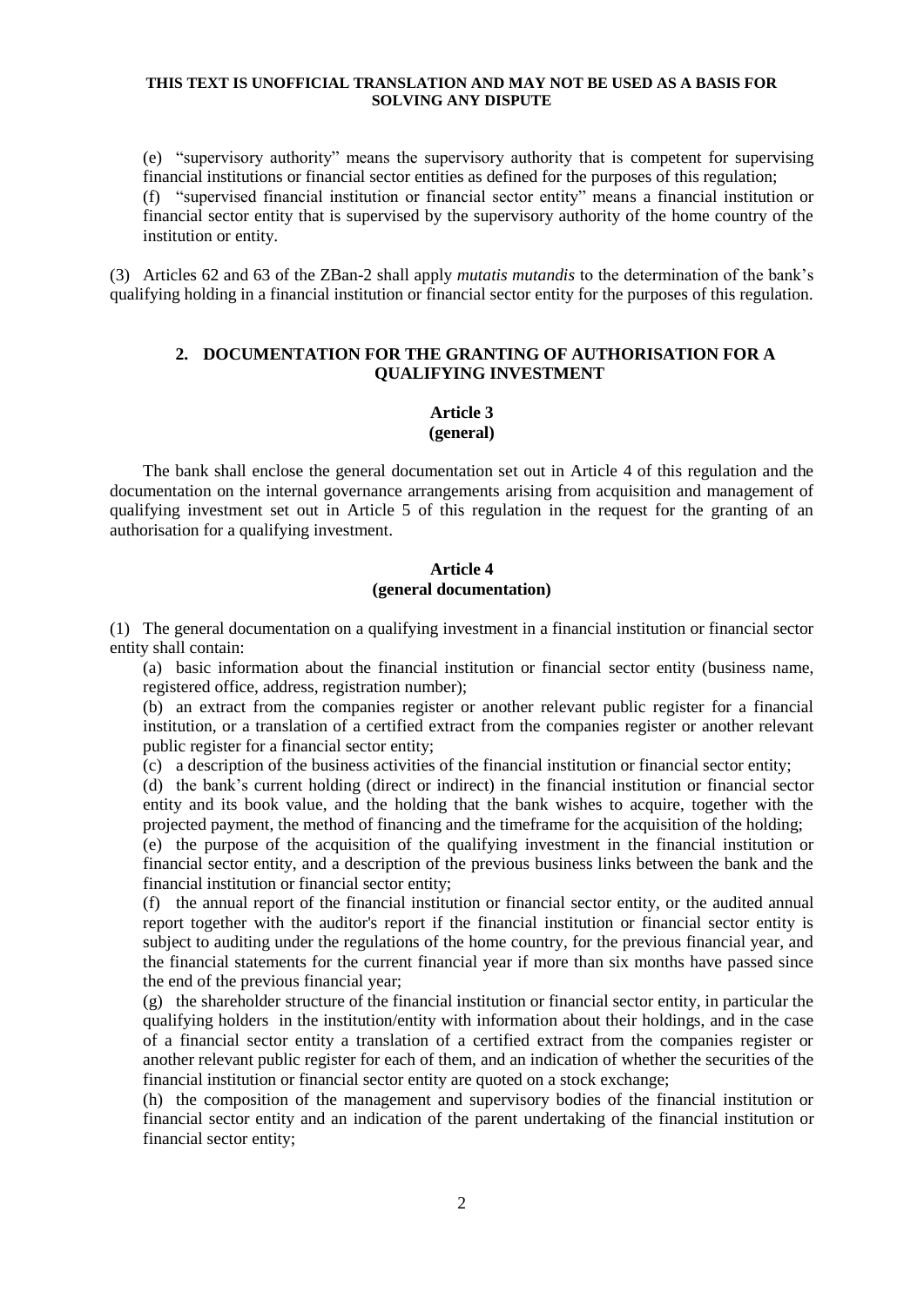(e) "supervisory authority" means the supervisory authority that is competent for supervising financial institutions or financial sector entities as defined for the purposes of this regulation;

(f) "supervised financial institution or financial sector entity" means a financial institution or financial sector entity that is supervised by the supervisory authority of the home country of the institution or entity.

(3) Articles 62 and 63 of the ZBan-2 shall apply *mutatis mutandis* to the determination of the bank's qualifying holding in a financial institution or financial sector entity for the purposes of this regulation.

## 2. DOCUMENTATION FOR THE GRANTING OF AUTHORISATION FOR A QUALIFYING INVESTMENT

### Article 3
### (general)

The bank shall enclose the general documentation set out in Article 4 of this regulation and the documentation on the internal governance arrangements arising from acquisition and management of qualifying investment set out in Article 5 of this regulation in the request for the granting of an authorisation for a qualifying investment.

### Article 4
### (general documentation)

(1) The general documentation on a qualifying investment in a financial institution or financial sector entity shall contain:

(a) basic information about the financial institution or financial sector entity (business name, registered office, address, registration number);

(b) an extract from the companies register or another relevant public register for a financial institution, or a translation of a certified extract from the companies register or another relevant public register for a financial sector entity;

(c) a description of the business activities of the financial institution or financial sector entity;

(d) the bank's current holding (direct or indirect) in the financial institution or financial sector entity and its book value, and the holding that the bank wishes to acquire, together with the projected payment, the method of financing and the timeframe for the acquisition of the holding;

(e) the purpose of the acquisition of the qualifying investment in the financial institution or financial sector entity, and a description of the previous business links between the bank and the financial institution or financial sector entity;

(f) the annual report of the financial institution or financial sector entity, or the audited annual report together with the auditor's report if the financial institution or financial sector entity is subject to auditing under the regulations of the home country, for the previous financial year, and the financial statements for the current financial year if more than six months have passed since the end of the previous financial year;

(g) the shareholder structure of the financial institution or financial sector entity, in particular the qualifying holders in the institution/entity with information about their holdings, and in the case of a financial sector entity a translation of a certified extract from the companies register or another relevant public register for each of them, and an indication of whether the securities of the financial institution or financial sector entity are quoted on a stock exchange;

(h) the composition of the management and supervisory bodies of the financial institution or financial sector entity and an indication of the parent undertaking of the financial institution or financial sector entity;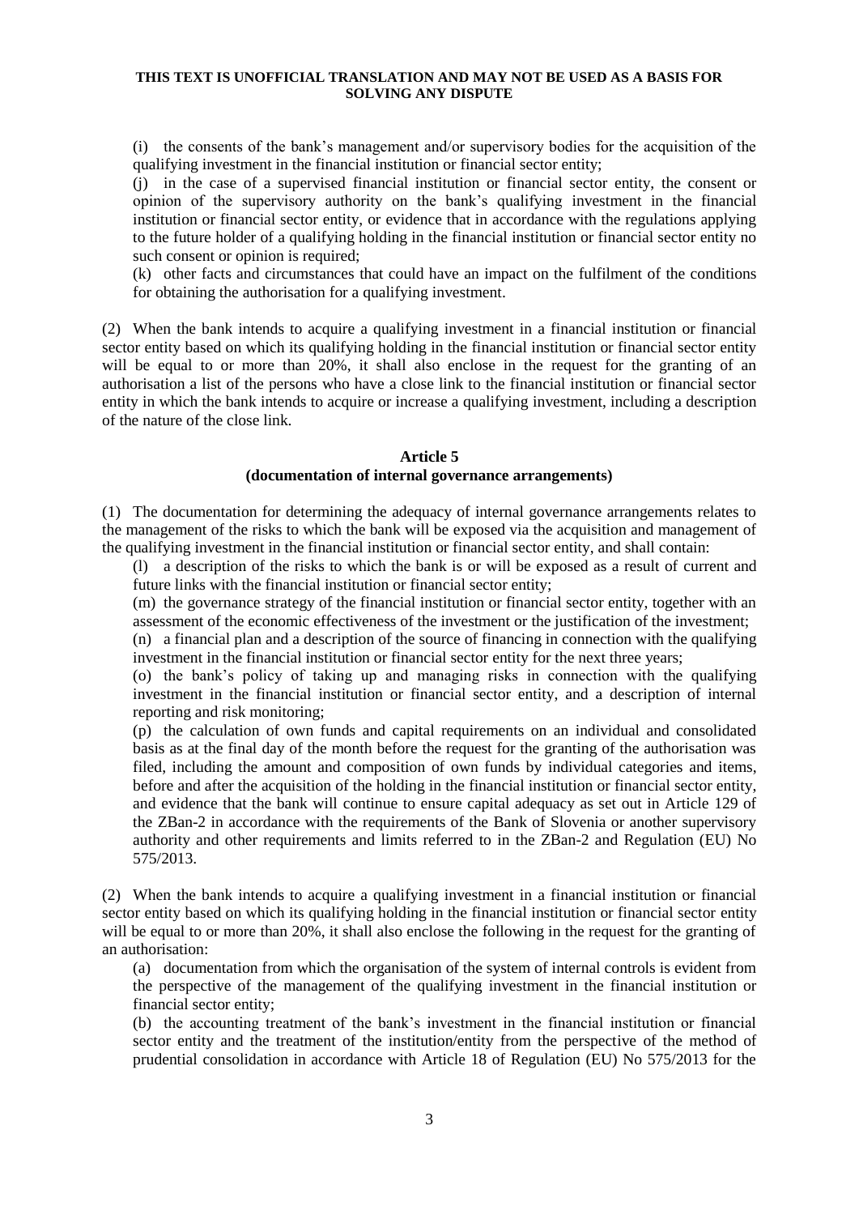(i) the consents of the bank's management and/or supervisory bodies for the acquisition of the qualifying investment in the financial institution or financial sector entity;

(j) in the case of a supervised financial institution or financial sector entity, the consent or opinion of the supervisory authority on the bank's qualifying investment in the financial institution or financial sector entity, or evidence that in accordance with the regulations applying to the future holder of a qualifying holding in the financial institution or financial sector entity no such consent or opinion is required;

(k) other facts and circumstances that could have an impact on the fulfilment of the conditions for obtaining the authorisation for a qualifying investment.

(2) When the bank intends to acquire a qualifying investment in a financial institution or financial sector entity based on which its qualifying holding in the financial institution or financial sector entity will be equal to or more than 20%, it shall also enclose in the request for the granting of an authorisation a list of the persons who have a close link to the financial institution or financial sector entity in which the bank intends to acquire or increase a qualifying investment, including a description of the nature of the close link.

### Article 5
### (documentation of internal governance arrangements)

(1) The documentation for determining the adequacy of internal governance arrangements relates to the management of the risks to which the bank will be exposed via the acquisition and management of the qualifying investment in the financial institution or financial sector entity, and shall contain:

(l) a description of the risks to which the bank is or will be exposed as a result of current and future links with the financial institution or financial sector entity;

(m) the governance strategy of the financial institution or financial sector entity, together with an assessment of the economic effectiveness of the investment or the justification of the investment;

(n) a financial plan and a description of the source of financing in connection with the qualifying investment in the financial institution or financial sector entity for the next three years;

(o) the bank's policy of taking up and managing risks in connection with the qualifying investment in the financial institution or financial sector entity, and a description of internal reporting and risk monitoring;

(p) the calculation of own funds and capital requirements on an individual and consolidated basis as at the final day of the month before the request for the granting of the authorisation was filed, including the amount and composition of own funds by individual categories and items, before and after the acquisition of the holding in the financial institution or financial sector entity, and evidence that the bank will continue to ensure capital adequacy as set out in Article 129 of the ZBan-2 in accordance with the requirements of the Bank of Slovenia or another supervisory authority and other requirements and limits referred to in the ZBan-2 and Regulation (EU) No 575/2013.

(2) When the bank intends to acquire a qualifying investment in a financial institution or financial sector entity based on which its qualifying holding in the financial institution or financial sector entity will be equal to or more than 20%, it shall also enclose the following in the request for the granting of an authorisation:

(a) documentation from which the organisation of the system of internal controls is evident from the perspective of the management of the qualifying investment in the financial institution or financial sector entity;

(b) the accounting treatment of the bank's investment in the financial institution or financial sector entity and the treatment of the institution/entity from the perspective of the method of prudential consolidation in accordance with Article 18 of Regulation (EU) No 575/2013 for the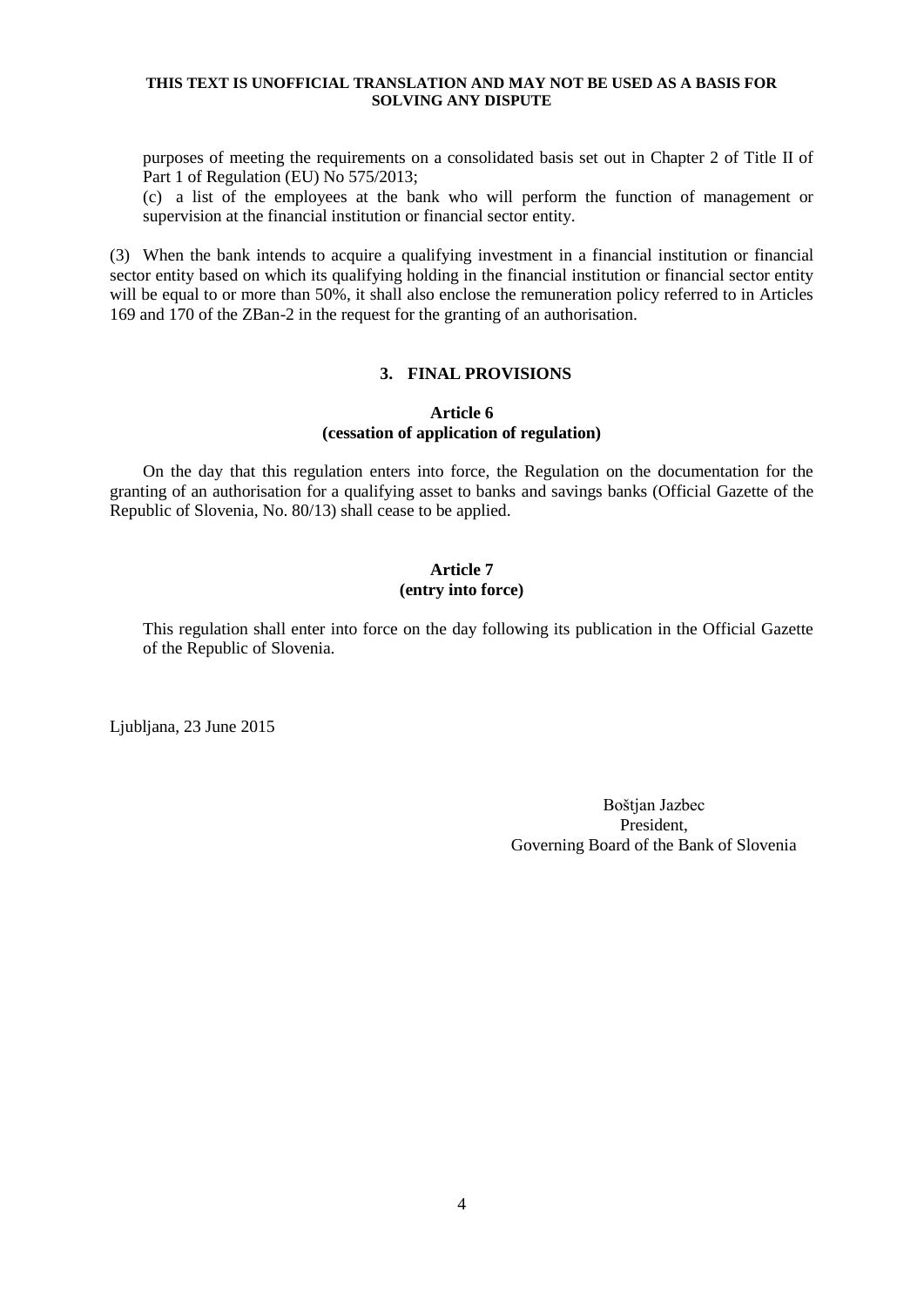**THIS TEXT IS UNOFFICIAL TRANSLATION AND MAY NOT BE USED AS A BASIS FOR SOLVING ANY DISPUTE**

purposes of meeting the requirements on a consolidated basis set out in Chapter 2 of Title II of Part 1 of Regulation (EU) No 575/2013;

(c) a list of the employees at the bank who will perform the function of management or supervision at the financial institution or financial sector entity.

(3) When the bank intends to acquire a qualifying investment in a financial institution or financial sector entity based on which its qualifying holding in the financial institution or financial sector entity will be equal to or more than 50%, it shall also enclose the remuneration policy referred to in Articles 169 and 170 of the ZBan-2 in the request for the granting of an authorisation.

## 3. FINAL PROVISIONS

### Article 6
### (cessation of application of regulation)

On the day that this regulation enters into force, the Regulation on the documentation for the granting of an authorisation for a qualifying asset to banks and savings banks (Official Gazette of the Republic of Slovenia, No. 80/13) shall cease to be applied.

### Article 7
### (entry into force)

This regulation shall enter into force on the day following its publication in the Official Gazette of the Republic of Slovenia.

Ljubljana, 23 June 2015

Boštjan Jazbec
President,
Governing Board of the Bank of Slovenia